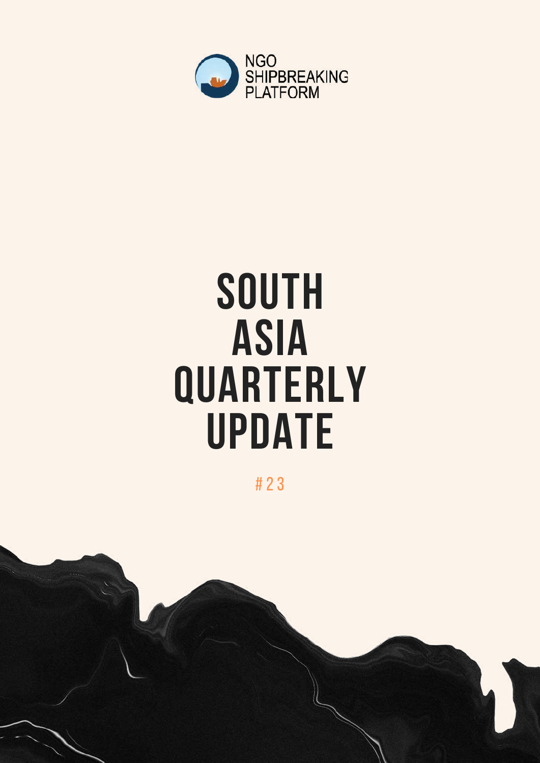NGO SHIPBREAKING PLATFORM

# SOUTH ASIA QUARTERLY UPDATE

#23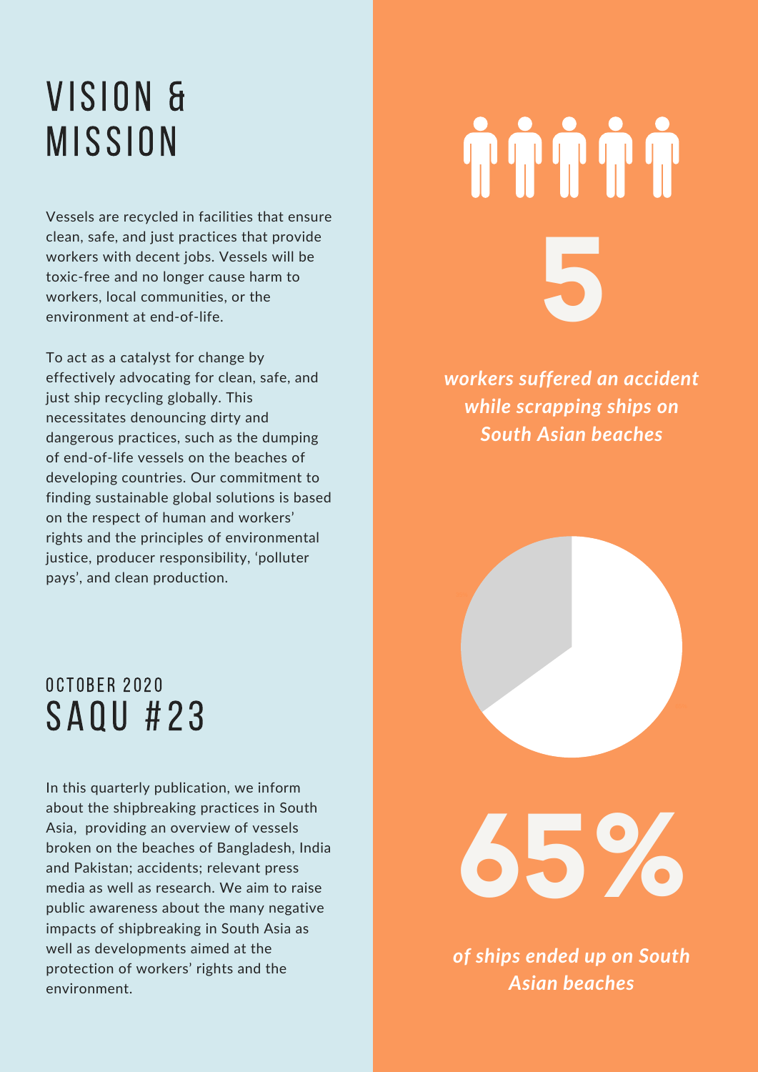# VISION & MISSION

Vessels are recycled in facilities that ensure clean, safe, and just practices that provide workers with decent jobs. Vessels will be toxic-free and no longer cause harm to workers, local communities, or the environment at end-of-life.

To act as a catalyst for change by effectively advocating for clean, safe, and just ship recycling globally. This necessitates denouncing dirty and dangerous practices, such as the dumping of end-of-life vessels on the beaches of developing countries. Our commitment to finding sustainable global solutions is based on the respect of human and workers' rights and the principles of environmental justice, producer responsibility, 'polluter pays', and clean production.

## OCTOBER 2020
## SAQU #23

In this quarterly publication, we inform about the shipbreaking practices in South Asia, providing an overview of vessels broken on the beaches of Bangladesh, India and Pakistan; accidents; relevant press media as well as research. We aim to raise public awareness about the many negative impacts of shipbreaking in South Asia as well as developments aimed at the protection of workers' rights and the environment.

**5**

***workers suffered an accident while scrapping ships on South Asian beaches***

**65%**

***of ships ended up on South Asian beaches***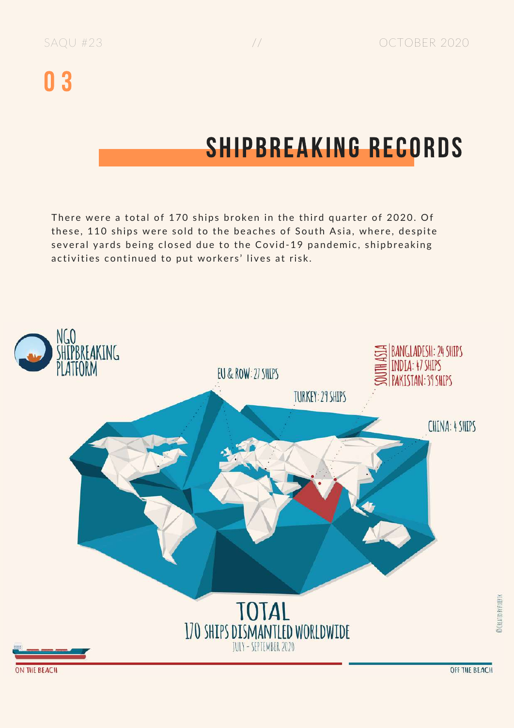# 03

## SHIPBREAKING RECORDS

There were a total of 170 ships broken in the third quarter of 2020. Of these, 110 ships were sold to the beaches of South Asia, where, despite several yards being closed due to the Covid-19 pandemic, shipbreaking activities continued to put workers' lives at risk.

NGO SHIPBREAKING PLATFORM

EU & ROW: 27 SHIPS

TURKEY: 29 SHIPS

SOUTH ASIA
- BANGLADESH: 24 SHIPS
- INDIA: 47 SHIPS
- PAKISTAN: 39 SHIPS

CHINA: 4 SHIPS

TOTAL
170 SHIPS DISMANTLED WORLDWIDE
JULY - SEPTEMBER 2020

ON THE BEACH

OFF THE BEACH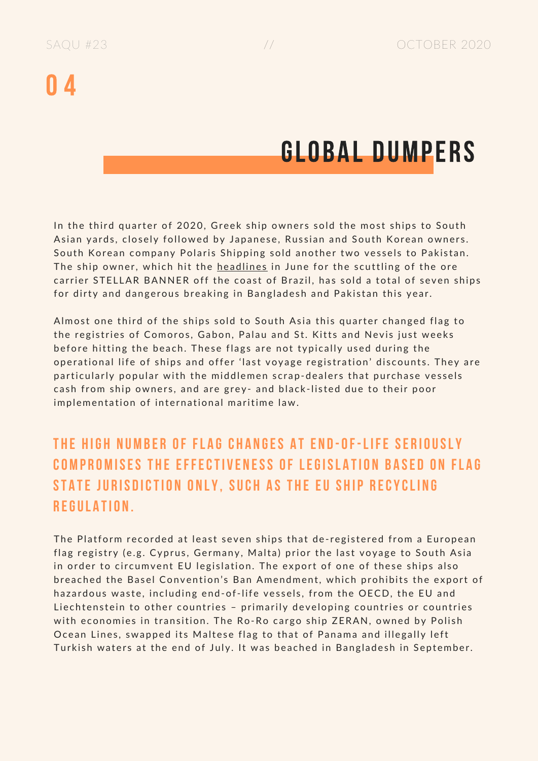# 04

## GLOBAL DUMPERS

In the third quarter of 2020, Greek ship owners sold the most ships to South Asian yards, closely followed by Japanese, Russian and South Korean owners. South Korean company Polaris Shipping sold another two vessels to Pakistan. The ship owner, which hit the headlines in June for the scuttling of the ore carrier STELLAR BANNER off the coast of Brazil, has sold a total of seven ships for dirty and dangerous breaking in Bangladesh and Pakistan this year.

Almost one third of the ships sold to South Asia this quarter changed flag to the registries of Comoros, Gabon, Palau and St. Kitts and Nevis just weeks before hitting the beach. These flags are not typically used during the operational life of ships and offer 'last voyage registration' discounts. They are particularly popular with the middlemen scrap-dealers that purchase vessels cash from ship owners, and are grey- and black-listed due to their poor implementation of international maritime law.

### THE HIGH NUMBER OF FLAG CHANGES AT END-OF-LIFE SERIOUSLY COMPROMISES THE EFFECTIVENESS OF LEGISLATION BASED ON FLAG STATE JURISDICTION ONLY, SUCH AS THE EU SHIP RECYCLING REGULATION.

The Platform recorded at least seven ships that de-registered from a European flag registry (e.g. Cyprus, Germany, Malta) prior the last voyage to South Asia in order to circumvent EU legislation. The export of one of these ships also breached the Basel Convention's Ban Amendment, which prohibits the export of hazardous waste, including end-of-life vessels, from the OECD, the EU and Liechtenstein to other countries – primarily developing countries or countries with economies in transition. The Ro-Ro cargo ship ZERAN, owned by Polish Ocean Lines, swapped its Maltese flag to that of Panama and illegally left Turkish waters at the end of July. It was beached in Bangladesh in September.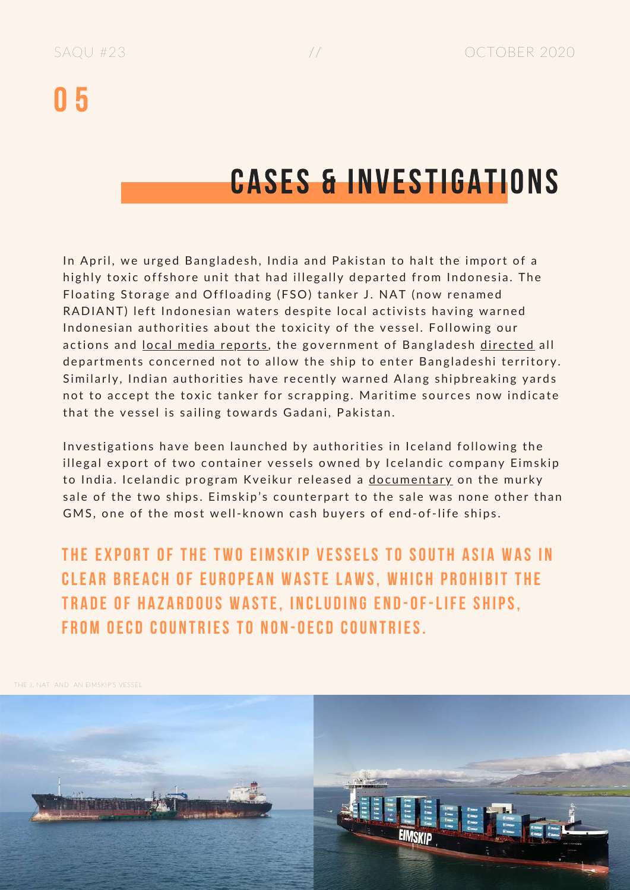# 05

## CASES & INVESTIGATIONS

In April, we urged Bangladesh, India and Pakistan to halt the import of a highly toxic offshore unit that had illegally departed from Indonesia. The Floating Storage and Offloading (FSO) tanker J. NAT (now renamed RADIANT) left Indonesian waters despite local activists having warned Indonesian authorities about the toxicity of the vessel. Following our actions and local media reports, the government of Bangladesh directed all departments concerned not to allow the ship to enter Bangladeshi territory. Similarly, Indian authorities have recently warned Alang shipbreaking yards not to accept the toxic tanker for scrapping. Maritime sources now indicate that the vessel is sailing towards Gadani, Pakistan.

Investigations have been launched by authorities in Iceland following the illegal export of two container vessels owned by Icelandic company Eimskip to India. Icelandic program Kveikur released a documentary on the murky sale of the two ships. Eimskip's counterpart to the sale was none other than GMS, one of the most well-known cash buyers of end-of-life ships.

**THE EXPORT OF THE TWO EIMSKIP VESSELS TO SOUTH ASIA WAS IN CLEAR BREACH OF EUROPEAN WASTE LAWS, WHICH PROHIBIT THE TRADE OF HAZARDOUS WASTE, INCLUDING END-OF-LIFE SHIPS, FROM OECD COUNTRIES TO NON-OECD COUNTRIES.**

THE J. NAT AND AN EIMSKIP'S VESSEL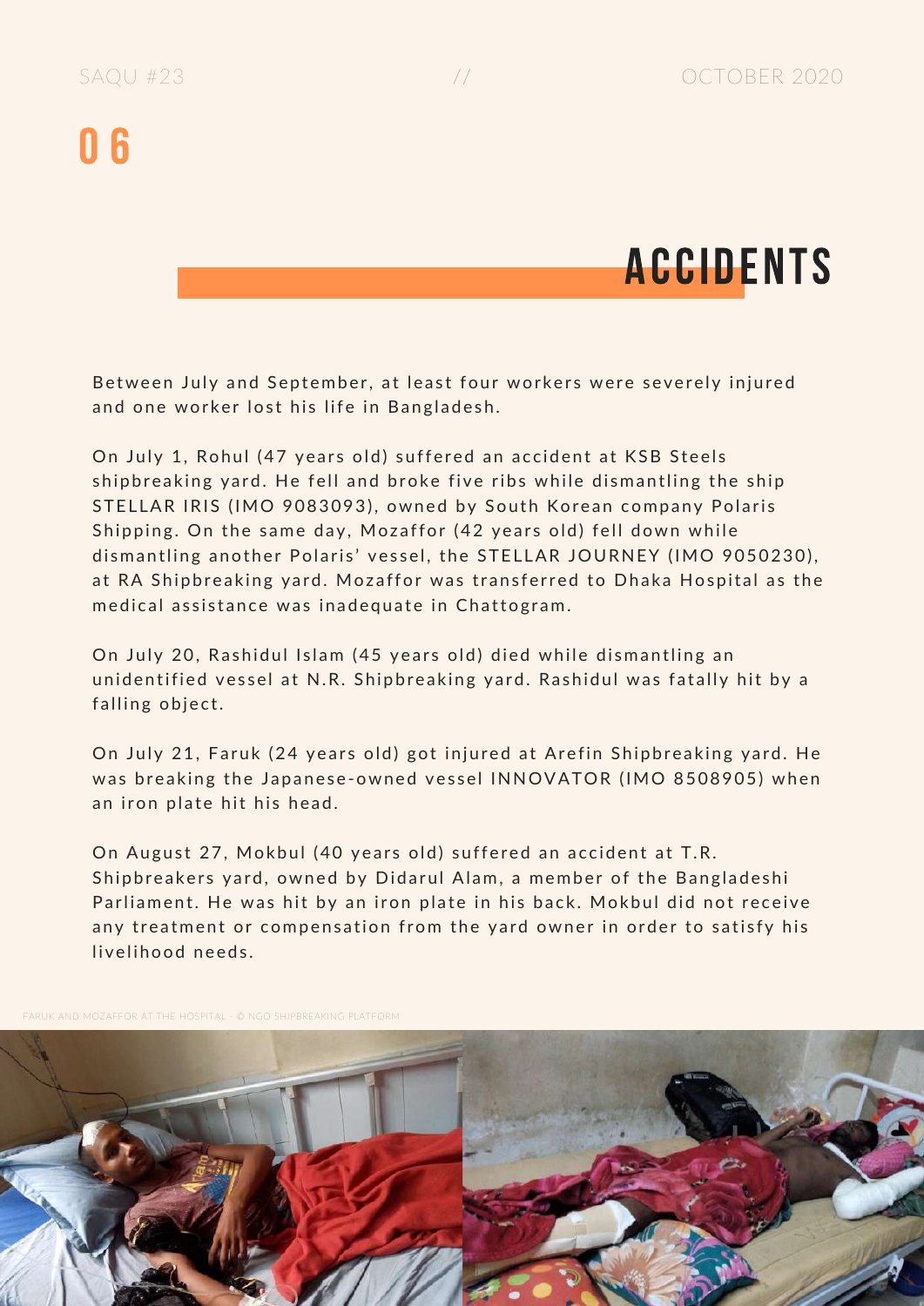# 06

## ACCIDENTS

Between July and September, at least four workers were severely injured and one worker lost his life in Bangladesh.

On July 1, Rohul (47 years old) suffered an accident at KSB Steels shipbreaking yard. He fell and broke five ribs while dismantling the ship STELLAR IRIS (IMO 9083093), owned by South Korean company Polaris Shipping. On the same day, Mozaffor (42 years old) fell down while dismantling another Polaris' vessel, the STELLAR JOURNEY (IMO 9050230), at RA Shipbreaking yard. Mozaffor was transferred to Dhaka Hospital as the medical assistance was inadequate in Chattogram.

On July 20, Rashidul Islam (45 years old) died while dismantling an unidentified vessel at N.R. Shipbreaking yard. Rashidul was fatally hit by a falling object.

On July 21, Faruk (24 years old) got injured at Arefin Shipbreaking yard. He was breaking the Japanese-owned vessel INNOVATOR (IMO 8508905) when an iron plate hit his head.

On August 27, Mokbul (40 years old) suffered an accident at T.R. Shipbreakers yard, owned by Didarul Alam, a member of the Bangladeshi Parliament. He was hit by an iron plate in his back. Mokbul did not receive any treatment or compensation from the yard owner in order to satisfy his livelihood needs.

FARUK AND MOZAFFOR AT THE HOSPITAL - © NGO SHIPBREAKING PLATFORM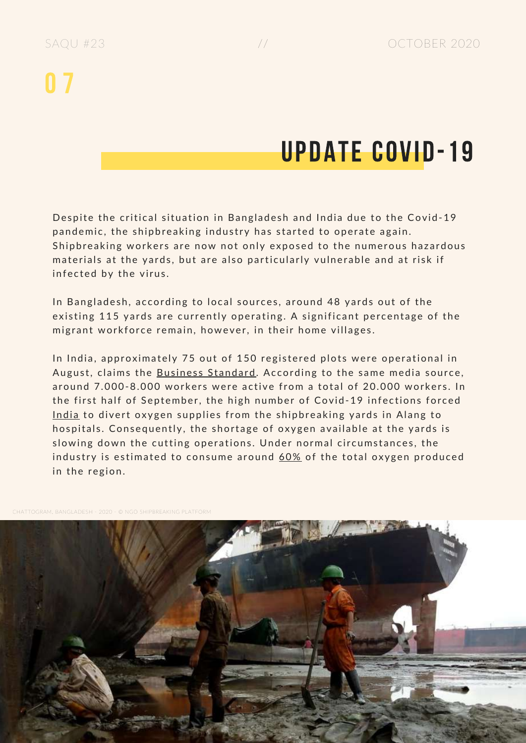07

# UPDATE COVID-19

Despite the critical situation in Bangladesh and India due to the Covid-19 pandemic, the shipbreaking industry has started to operate again. Shipbreaking workers are now not only exposed to the numerous hazardous materials at the yards, but are also particularly vulnerable and at risk if infected by the virus.

In Bangladesh, according to local sources, around 48 yards out of the existing 115 yards are currently operating. A significant percentage of the migrant workforce remain, however, in their home villages.

In India, approximately 75 out of 150 registered plots were operational in August, claims the Business Standard. According to the same media source, around 7.000-8.000 workers were active from a total of 20.000 workers. In the first half of September, the high number of Covid-19 infections forced India to divert oxygen supplies from the shipbreaking yards in Alang to hospitals. Consequently, the shortage of oxygen available at the yards is slowing down the cutting operations. Under normal circumstances, the industry is estimated to consume around 60% of the total oxygen produced in the region.

CHATTOGRAM, BANGLADESH - 2020 - © NGO SHIPBREAKING PLATFORM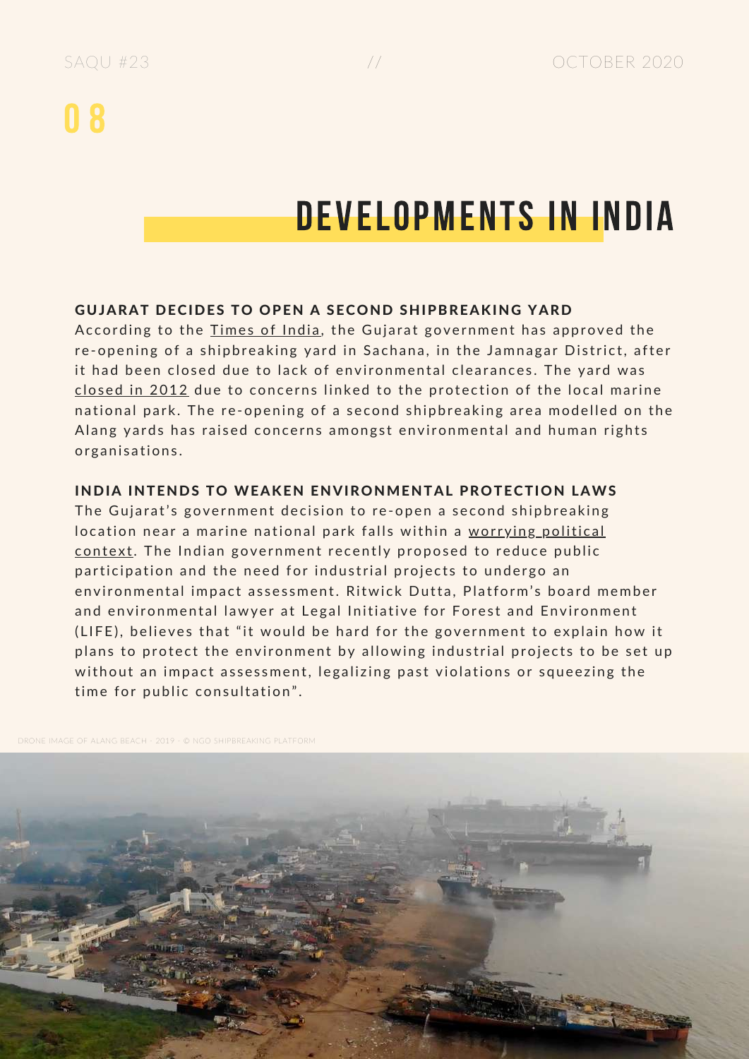# DEVELOPMENTS IN INDIA

### GUJARAT DECIDES TO OPEN A SECOND SHIPBREAKING YARD

According to the Times of India, the Gujarat government has approved the re-opening of a shipbreaking yard in Sachana, in the Jamnagar District, after it had been closed due to lack of environmental clearances. The yard was closed in 2012 due to concerns linked to the protection of the local marine national park. The re-opening of a second shipbreaking area modelled on the Alang yards has raised concerns amongst environmental and human rights organisations.

### INDIA INTENDS TO WEAKEN ENVIRONMENTAL PROTECTION LAWS

The Gujarat's government decision to re-open a second shipbreaking location near a marine national park falls within a worrying political context. The Indian government recently proposed to reduce public participation and the need for industrial projects to undergo an environmental impact assessment. Ritwick Dutta, Platform's board member and environmental lawyer at Legal Initiative for Forest and Environment (LIFE), believes that "it would be hard for the government to explain how it plans to protect the environment by allowing industrial projects to be set up without an impact assessment, legalizing past violations or squeezing the time for public consultation".

DRONE IMAGE OF ALANG BEACH - 2019 - © NGO SHIPBREAKING PLATFORM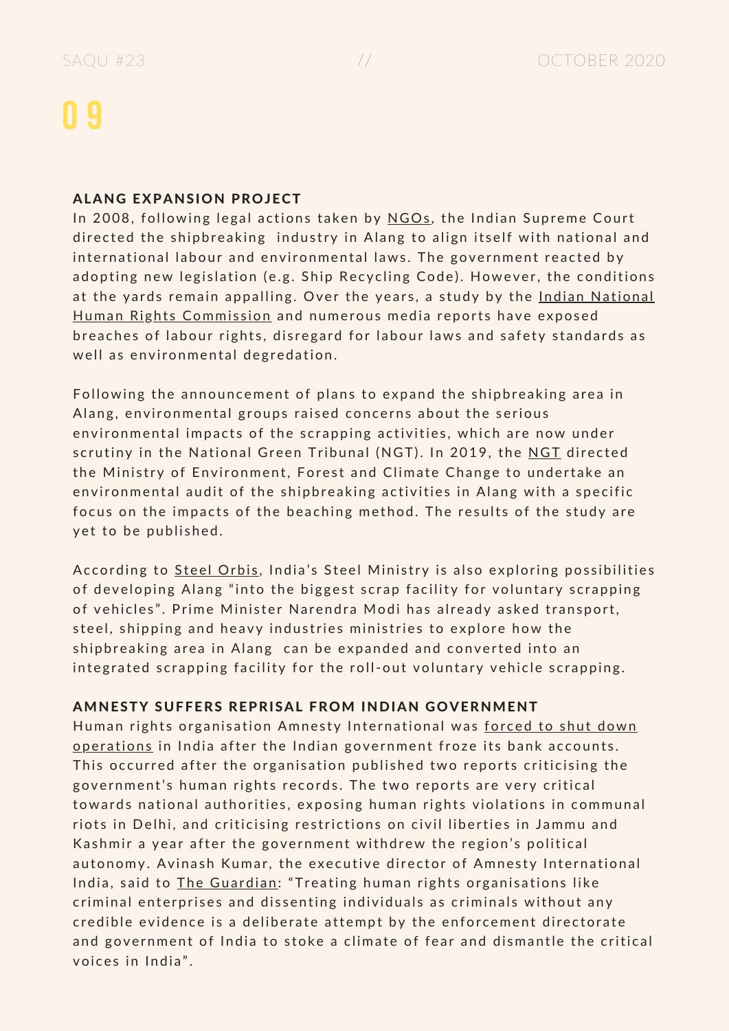## ALANG EXPANSION PROJECT

In 2008, following legal actions taken by NGOs, the Indian Supreme Court directed the shipbreaking industry in Alang to align itself with national and international labour and environmental laws. The government reacted by adopting new legislation (e.g. Ship Recycling Code). However, the conditions at the yards remain appalling. Over the years, a study by the Indian National Human Rights Commission and numerous media reports have exposed breaches of labour rights, disregard for labour laws and safety standards as well as environmental degradation.

Following the announcement of plans to expand the shipbreaking area in Alang, environmental groups raised concerns about the serious environmental impacts of the scrapping activities, which are now under scrutiny in the National Green Tribunal (NGT). In 2019, the NGT directed the Ministry of Environment, Forest and Climate Change to undertake an environmental audit of the shipbreaking activities in Alang with a specific focus on the impacts of the beaching method. The results of the study are yet to be published.

According to Steel Orbis, India's Steel Ministry is also exploring possibilities of developing Alang "into the biggest scrap facility for voluntary scrapping of vehicles". Prime Minister Narendra Modi has already asked transport, steel, shipping and heavy industries ministries to explore how the shipbreaking area in Alang can be expanded and converted into an integrated scrapping facility for the roll-out voluntary vehicle scrapping.

## AMNESTY SUFFERS REPRISAL FROM INDIAN GOVERNMENT

Human rights organisation Amnesty International was forced to shut down operations in India after the Indian government froze its bank accounts. This occurred after the organisation published two reports criticising the government's human rights records. The two reports are very critical towards national authorities, exposing human rights violations in communal riots in Delhi, and criticising restrictions on civil liberties in Jammu and Kashmir a year after the government withdrew the region's political autonomy. Avinash Kumar, the executive director of Amnesty International India, said to The Guardian: "Treating human rights organisations like criminal enterprises and dissenting individuals as criminals without any credible evidence is a deliberate attempt by the enforcement directorate and government of India to stoke a climate of fear and dismantle the critical voices in India".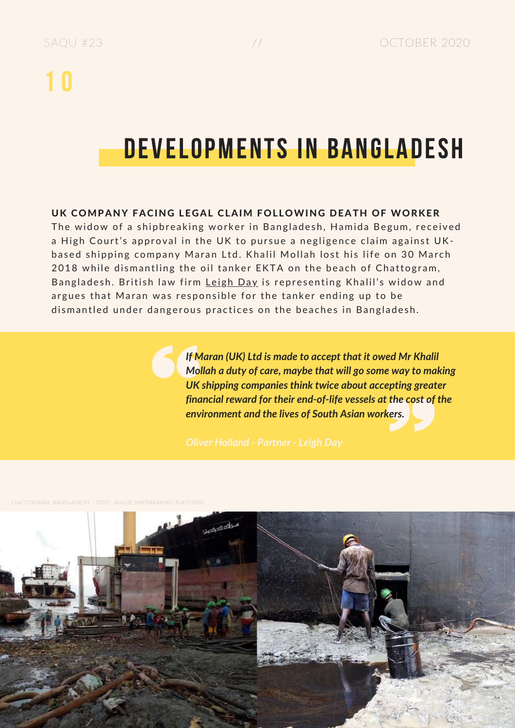# DEVELOPMENTS IN BANGLADESH

### UK COMPANY FACING LEGAL CLAIM FOLLOWING DEATH OF WORKER

The widow of a shipbreaking worker in Bangladesh, Hamida Begum, received a High Court's approval in the UK to pursue a negligence claim against UK-based shipping company Maran Ltd. Khalil Mollah lost his life on 30 March 2018 while dismantling the oil tanker EKTA on the beach of Chattogram, Bangladesh. British law firm Leigh Day is representing Khalil's widow and argues that Maran was responsible for the tanker ending up to be dismantled under dangerous practices on the beaches in Bangladesh.

> ***If Maran (UK) Ltd is made to accept that it owed Mr Khalil Mollah a duty of care, maybe that will go some way to making UK shipping companies think twice about accepting greater financial reward for their end-of-life vessels at the cost of the environment and the lives of South Asian workers.***
>
> *Oliver Holland - Partner - Leigh Day*

CHATTOGRAM, BANGLADESH - 2020 - ©NGO SHIPBREAKING PLATFORM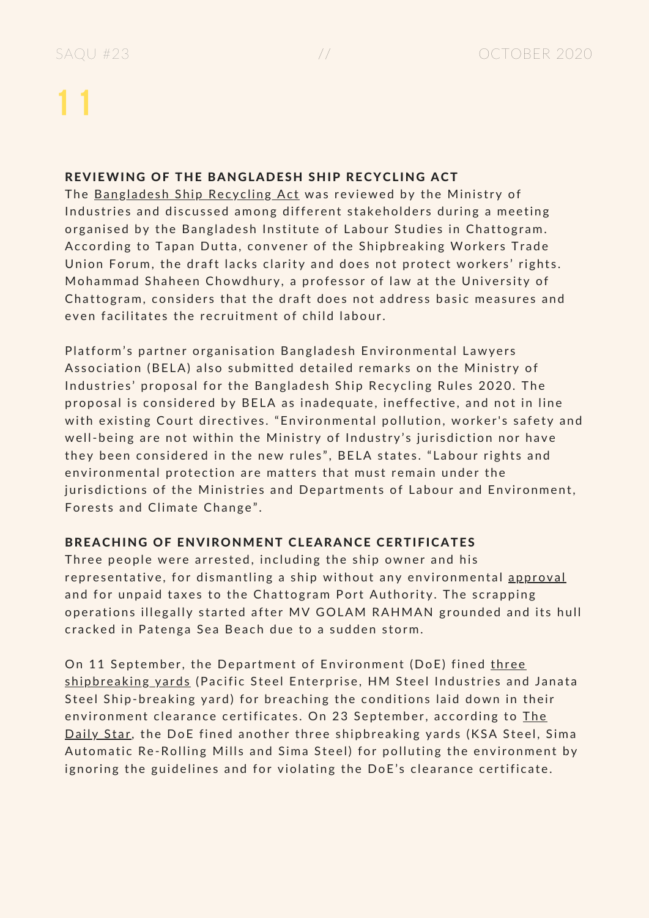### REVIEWING OF THE BANGLADESH SHIP RECYCLING ACT

The Bangladesh Ship Recycling Act was reviewed by the Ministry of Industries and discussed among different stakeholders during a meeting organised by the Bangladesh Institute of Labour Studies in Chattogram. According to Tapan Dutta, convener of the Shipbreaking Workers Trade Union Forum, the draft lacks clarity and does not protect workers' rights. Mohammad Shaheen Chowdhury, a professor of law at the University of Chattogram, considers that the draft does not address basic measures and even facilitates the recruitment of child labour.

Platform's partner organisation Bangladesh Environmental Lawyers Association (BELA) also submitted detailed remarks on the Ministry of Industries' proposal for the Bangladesh Ship Recycling Rules 2020. The proposal is considered by BELA as inadequate, ineffective, and not in line with existing Court directives. "Environmental pollution, worker's safety and well-being are not within the Ministry of Industry's jurisdiction nor have they been considered in the new rules", BELA states. "Labour rights and environmental protection are matters that must remain under the jurisdictions of the Ministries and Departments of Labour and Environment, Forests and Climate Change".

### BREACHING OF ENVIRONMENT CLEARANCE CERTIFICATES

Three people were arrested, including the ship owner and his representative, for dismantling a ship without any environmental approval and for unpaid taxes to the Chattogram Port Authority. The scrapping operations illegally started after MV GOLAM RAHMAN grounded and its hull cracked in Patenga Sea Beach due to a sudden storm.

On 11 September, the Department of Environment (DoE) fined three shipbreaking yards (Pacific Steel Enterprise, HM Steel Industries and Janata Steel Ship-breaking yard) for breaching the conditions laid down in their environment clearance certificates. On 23 September, according to The Daily Star, the DoE fined another three shipbreaking yards (KSA Steel, Sima Automatic Re-Rolling Mills and Sima Steel) for polluting the environment by ignoring the guidelines and for violating the DoE's clearance certificate.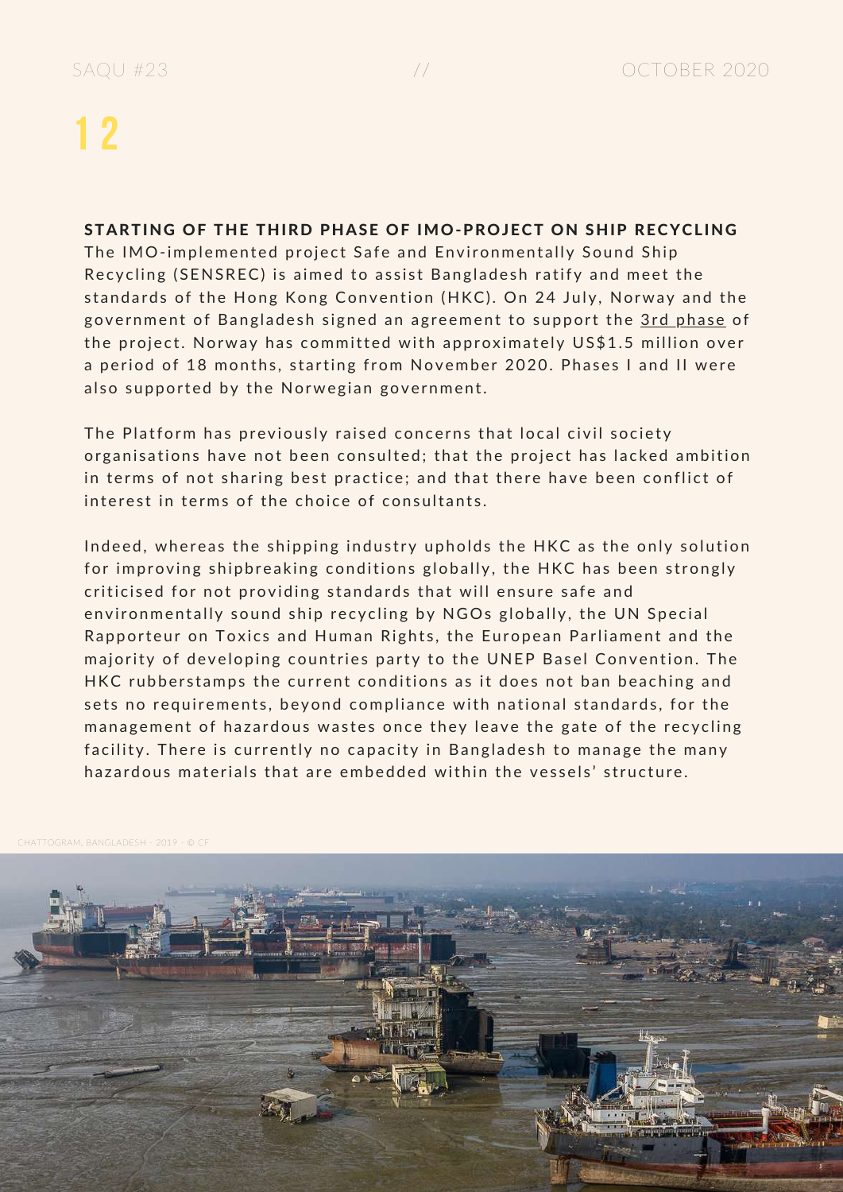## STARTING OF THE THIRD PHASE OF IMO-PROJECT ON SHIP RECYCLING

The IMO-implemented project Safe and Environmentally Sound Ship Recycling (SENSREC) is aimed to assist Bangladesh ratify and meet the standards of the Hong Kong Convention (HKC). On 24 July, Norway and the government of Bangladesh signed an agreement to support the 3rd phase of the project. Norway has committed with approximately US$1.5 million over a period of 18 months, starting from November 2020. Phases I and II were also supported by the Norwegian government.

The Platform has previously raised concerns that local civil society organisations have not been consulted; that the project has lacked ambition in terms of not sharing best practice; and that there have been conflict of interest in terms of the choice of consultants.

Indeed, whereas the shipping industry upholds the HKC as the only solution for improving shipbreaking conditions globally, the HKC has been strongly criticised for not providing standards that will ensure safe and environmentally sound ship recycling by NGOs globally, the UN Special Rapporteur on Toxics and Human Rights, the European Parliament and the majority of developing countries party to the UNEP Basel Convention. The HKC rubberstamps the current conditions as it does not ban beaching and sets no requirements, beyond compliance with national standards, for the management of hazardous wastes once they leave the gate of the recycling facility. There is currently no capacity in Bangladesh to manage the many hazardous materials that are embedded within the vessels' structure.

CHATTOGRAM, BANGLADESH - 2019 - © CF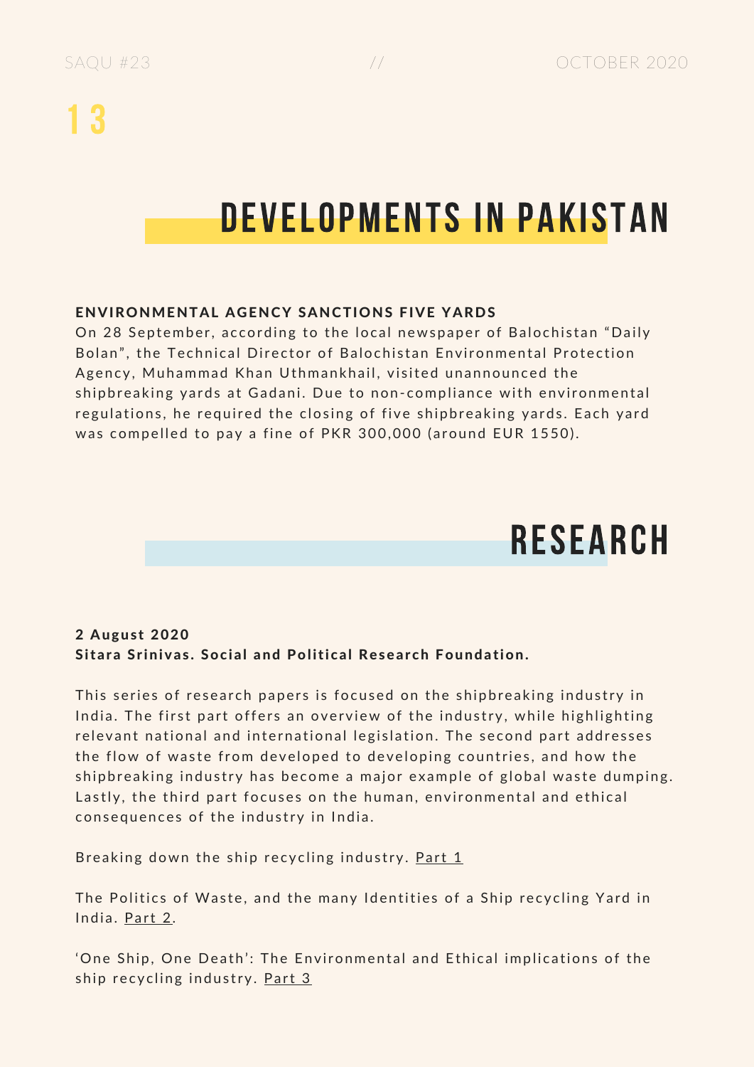# DEVELOPMENTS IN PAKISTAN

**ENVIRONMENTAL AGENCY SANCTIONS FIVE YARDS**

On 28 September, according to the local newspaper of Balochistan "Daily Bolan", the Technical Director of Balochistan Environmental Protection Agency, Muhammad Khan Uthmankhail, visited unannounced the shipbreaking yards at Gadani. Due to non-compliance with environmental regulations, he required the closing of five shipbreaking yards. Each yard was compelled to pay a fine of PKR 300,000 (around EUR 1550).

# RESEARCH

**2 August 2020**
**Sitara Srinivas. Social and Political Research Foundation.**

This series of research papers is focused on the shipbreaking industry in India. The first part offers an overview of the industry, while highlighting relevant national and international legislation. The second part addresses the flow of waste from developed to developing countries, and how the shipbreaking industry has become a major example of global waste dumping. Lastly, the third part focuses on the human, environmental and ethical consequences of the industry in India.

Breaking down the ship recycling industry. Part 1

The Politics of Waste, and the many Identities of a Ship recycling Yard in India. Part 2.

'One Ship, One Death': The Environmental and Ethical implications of the ship recycling industry. Part 3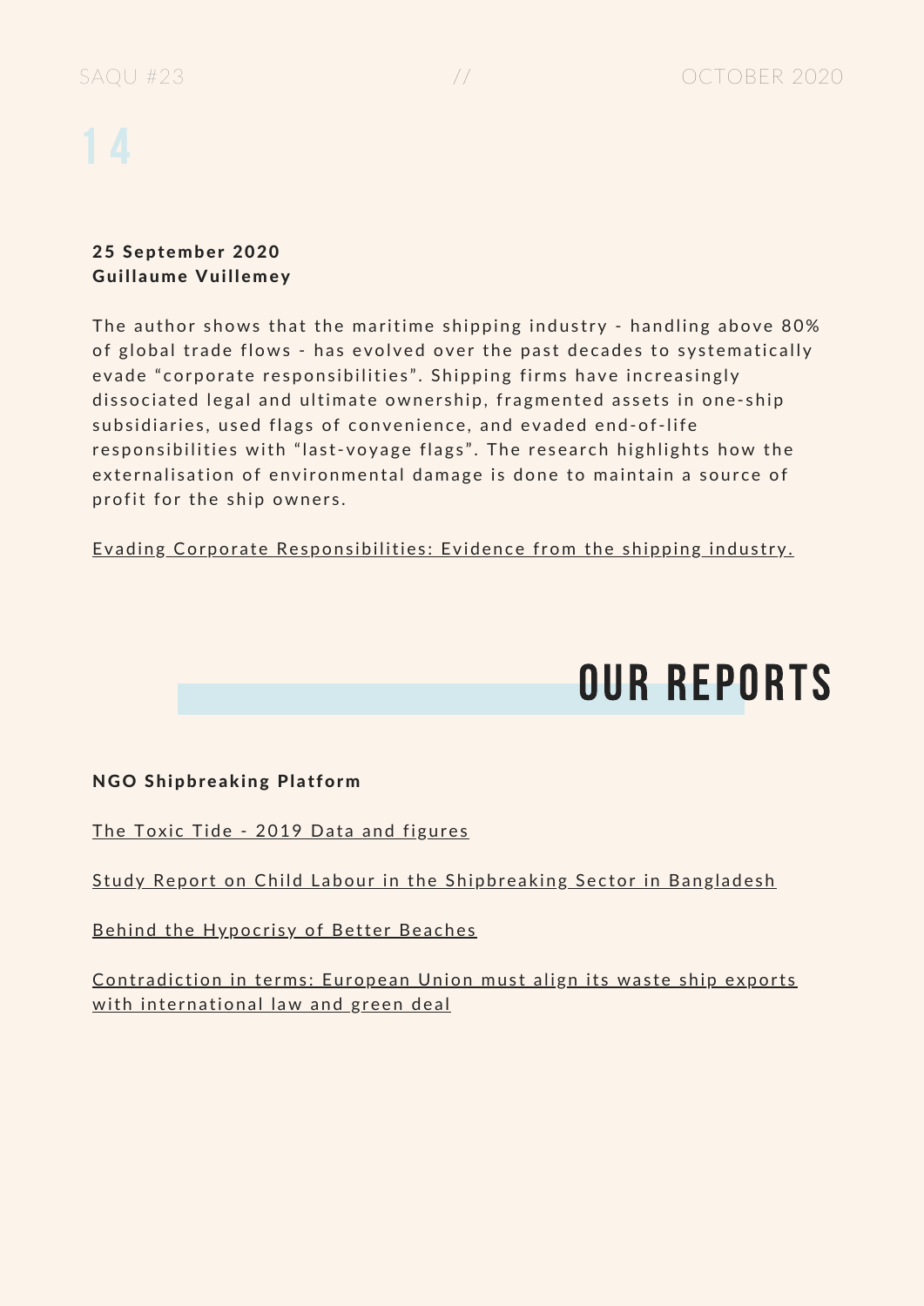**25 September 2020**
**Guillaume Vuillemey**

The author shows that the maritime shipping industry - handling above 80% of global trade flows - has evolved over the past decades to systematically evade "corporate responsibilities". Shipping firms have increasingly dissociated legal and ultimate ownership, fragmented assets in one-ship subsidiaries, used flags of convenience, and evaded end-of-life responsibilities with "last-voyage flags". The research highlights how the externalisation of environmental damage is done to maintain a source of profit for the ship owners.

Evading Corporate Responsibilities: Evidence from the shipping industry.

# OUR REPORTS

**NGO Shipbreaking Platform**

The Toxic Tide - 2019 Data and figures

Study Report on Child Labour in the Shipbreaking Sector in Bangladesh

Behind the Hypocrisy of Better Beaches

Contradiction in terms: European Union must align its waste ship exports with international law and green deal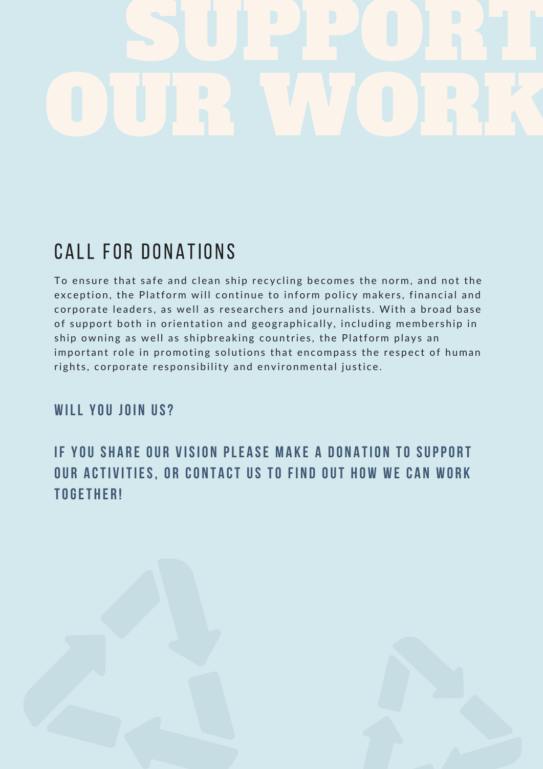# SUPPORT OUR WORK

## CALL FOR DONATIONS

To ensure that safe and clean ship recycling becomes the norm, and not the exception, the Platform will continue to inform policy makers, financial and corporate leaders, as well as researchers and journalists. With a broad base of support both in orientation and geographically, including membership in ship owning as well as shipbreaking countries, the Platform plays an important role in promoting solutions that encompass the respect of human rights, corporate responsibility and environmental justice.

### WILL YOU JOIN US?

### IF YOU SHARE OUR VISION PLEASE MAKE A DONATION TO SUPPORT OUR ACTIVITIES, OR CONTACT US TO FIND OUT HOW WE CAN WORK TOGETHER!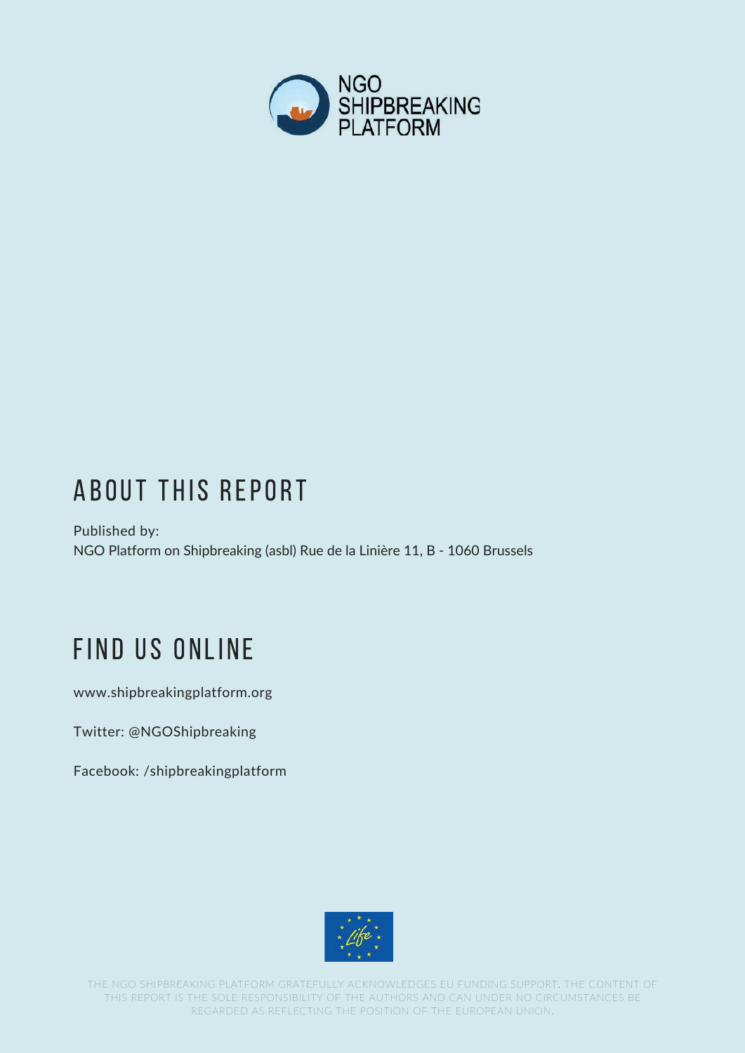NGO
SHIPBREAKING
PLATFORM

# ABOUT THIS REPORT

Published by:
NGO Platform on Shipbreaking (asbl) Rue de la Linière 11, B - 1060 Brussels

# FIND US ONLINE

www.shipbreakingplatform.org

Twitter: @NGOShipbreaking

Facebook: /shipbreakingplatform

THE NGO SHIPBREAKING PLATFORM GRATEFULLY ACKNOWLEDGES EU FUNDING SUPPORT. THE CONTENT OF THIS REPORT IS THE SOLE RESPONSIBILITY OF THE AUTHORS AND CAN UNDER NO CIRCUMSTANCES BE REGARDED AS REFLECTING THE POSITION OF THE EUROPEAN UNION.